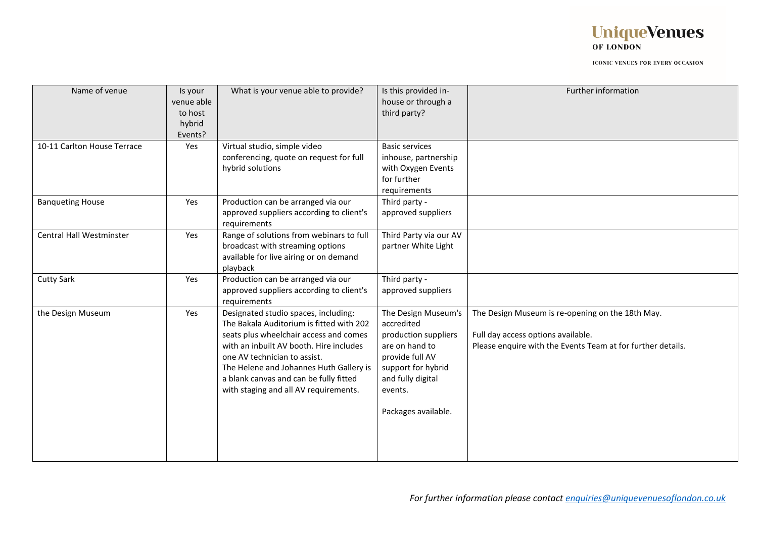**Unique Venues OF LONDON**

ICONIC VENUES FOR EVERY OCCASION

| Name of venue | Is your venue able to host hybrid Events? | What is your venue able to provide? | Is this provided in-house or through a third party? | Further information |
|---|---|---|---|---|
| 10-11 Carlton House Terrace | Yes | Virtual studio, simple video conferencing, quote on request for full hybrid solutions | Basic services inhouse, partnership with Oxygen Events for further requirements | |
| Banqueting House | Yes | Production can be arranged via our approved suppliers according to client's requirements | Third party - approved suppliers | |
| Central Hall Westminster | Yes | Range of solutions from webinars to full broadcast with streaming options available for live airing or on demand playback | Third Party via our AV partner White Light | |
| Cutty Sark | Yes | Production can be arranged via our approved suppliers according to client's requirements | Third party - approved suppliers | |
| the Design Museum | Yes | Designated studio spaces, including: The Bakala Auditorium is fitted with 202 seats plus wheelchair access and comes with an inbuilt AV booth. Hire includes one AV technician to assist. The Helene and Johannes Huth Gallery is a blank canvas and can be fully fitted with staging and all AV requirements. | The Design Museum's accredited production suppliers are on hand to provide full AV support for hybrid and fully digital events. Packages available. | The Design Museum is re-opening on the 18th May. Full day access options available. Please enquire with the Events Team at for further details. |

*For further information please contact enquiries@uniquevenuesoflondon.co.uk*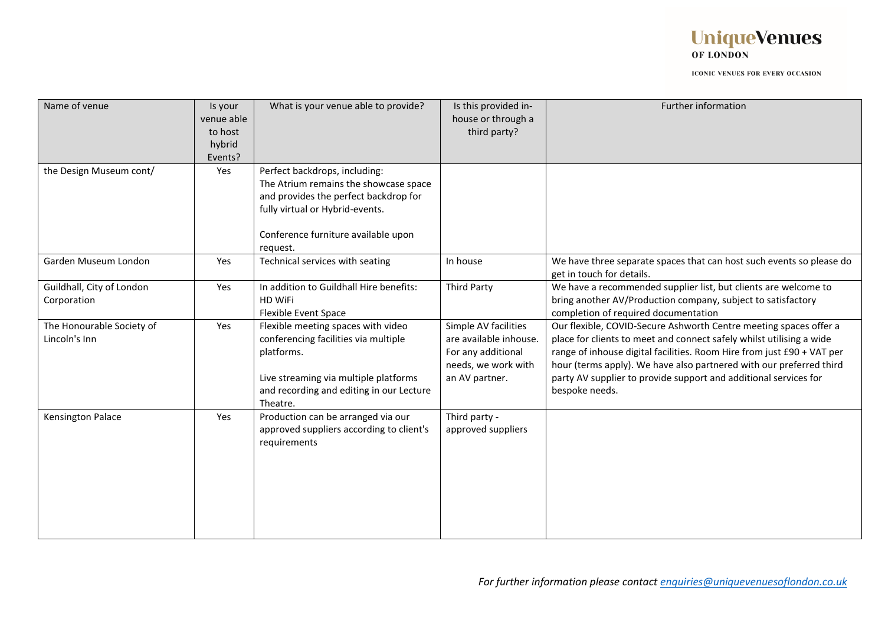| Name of venue | Is your venue able to host hybrid Events? | What is your venue able to provide? | Is this provided in-house or through a third party? | Further information |
|---|---|---|---|---|
| the Design Museum cont/ | Yes | Perfect backdrops, including:<br>The Atrium remains the showcase space and provides the perfect backdrop for fully virtual or Hybrid-events.<br><br>Conference furniture available upon request. | | |
| Garden Museum London | Yes | Technical services with seating | In house | We have three separate spaces that can host such events so please do get in touch for details. |
| Guildhall, City of London Corporation | Yes | In addition to Guildhall Hire benefits:<br>HD WiFi<br>Flexible Event Space | Third Party | We have a recommended supplier list, but clients are welcome to bring another AV/Production company, subject to satisfactory completion of required documentation |
| The Honourable Society of Lincoln's Inn | Yes | Flexible meeting spaces with video conferencing facilities via multiple platforms.<br><br>Live streaming via multiple platforms and recording and editing in our Lecture Theatre. | Simple AV facilities are available inhouse. For any additional needs, we work with an AV partner. | Our flexible, COVID-Secure Ashworth Centre meeting spaces offer a place for clients to meet and connect safely whilst utilising a wide range of inhouse digital facilities. Room Hire from just £90 + VAT per hour (terms apply). We have also partnered with our preferred third party AV supplier to provide support and additional services for bespoke needs. |
| Kensington Palace | Yes | Production can be arranged via our approved suppliers according to client's requirements | Third party - approved suppliers | |

*For further information please contact [enquiries@uniquevenuesoflondon.co.uk](mailto:enquiries@uniquevenuesoflondon.co.uk)*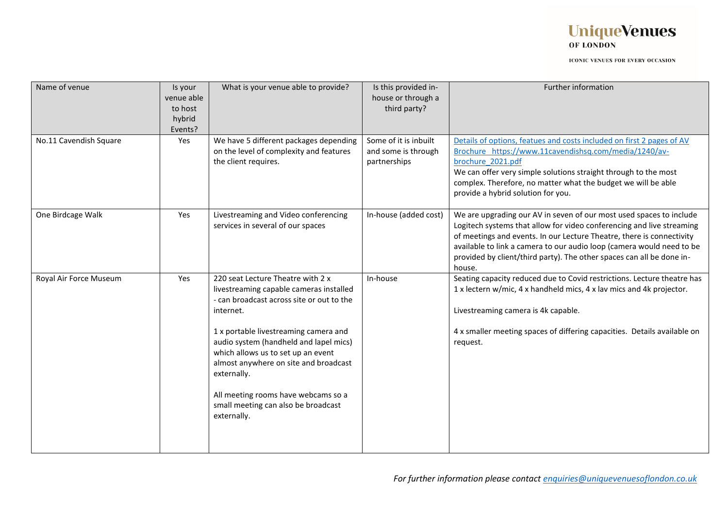| Name of venue | Is your venue able to host hybrid Events? | What is your venue able to provide? | Is this provided in-house or through a third party? | Further information |
|---|---|---|---|---|
| No.11 Cavendish Square | Yes | We have 5 different packages depending on the level of complexity and features the client requires. | Some of it is inbuilt and some is through partnerships | [Details of options, featues and costs included on first 2 pages of AV Brochure https://www.11cavendishsq.com/media/1240/av-brochure_2021.pdf](https://www.11cavendishsq.com/media/1240/av-brochure_2021.pdf) We can offer very simple solutions straight through to the most complex. Therefore, no matter what the budget we will be able provide a hybrid solution for you. |
| One Birdcage Walk | Yes | Livestreaming and Video conferencing services in several of our spaces | In-house (added cost) | We are upgrading our AV in seven of our most used spaces to include Logitech systems that allow for video conferencing and live streaming of meetings and events. In our Lecture Theatre, there is connectivity available to link a camera to our audio loop (camera would need to be provided by client/third party). The other spaces can all be done in-house. |
| Royal Air Force Museum | Yes | 220 seat Lecture Theatre with 2 x livestreaming capable cameras installed - can broadcast across site or out to the internet.<br><br>1 x portable livestreaming camera and audio system (handheld and lapel mics) which allows us to set up an event almost anywhere on site and broadcast externally.<br><br>All meeting rooms have webcams so a small meeting can also be broadcast externally. | In-house | Seating capacity reduced due to Covid restrictions. Lecture theatre has 1 x lectern w/mic, 4 x handheld mics, 4 x lav mics and 4k projector.<br><br>Livestreaming camera is 4k capable.<br><br>4 x smaller meeting spaces of differing capacities. Details available on request. |

*For further information please contact [enquiries@uniquevenuesoflondon.co.uk](mailto:enquiries@uniquevenuesoflondon.co.uk)*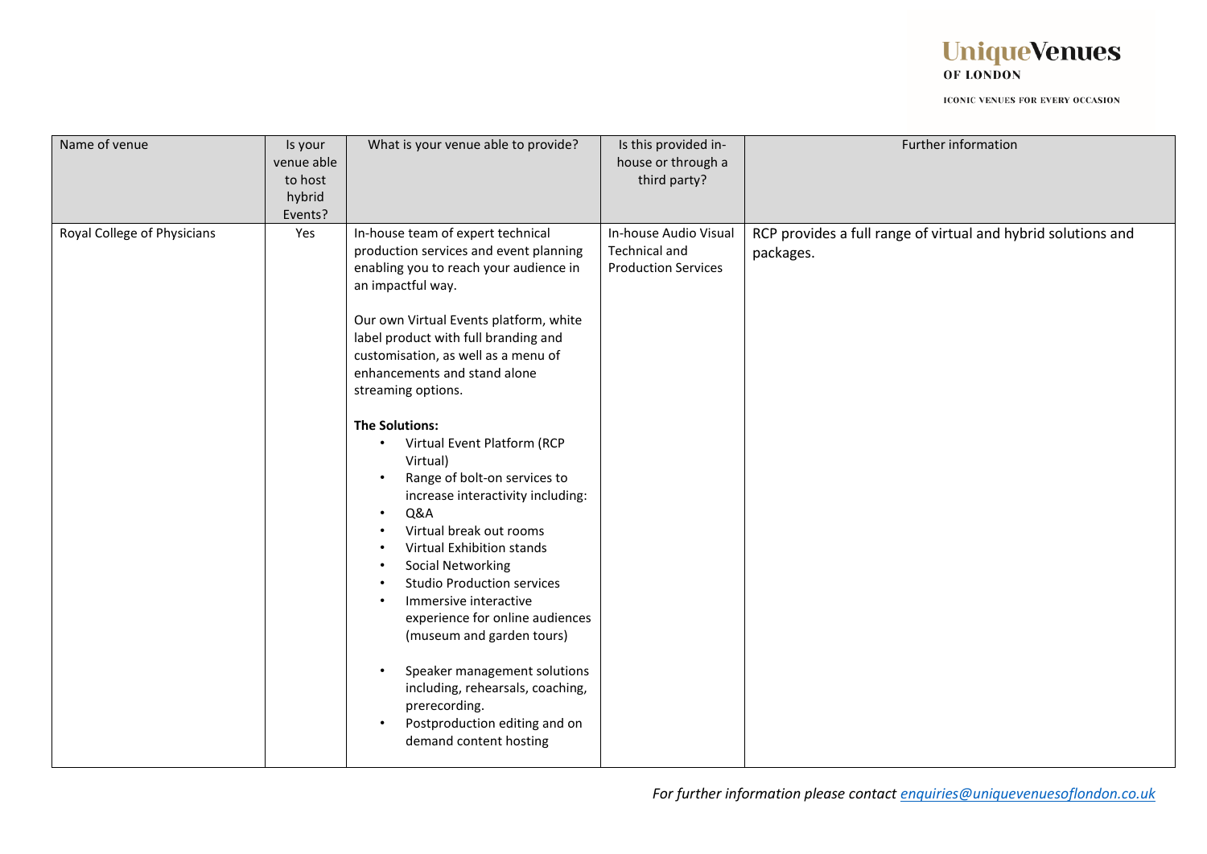| Name of venue | Is your venue able to host hybrid Events? | What is your venue able to provide? | Is this provided in-house or through a third party? | Further information |
|---|---|---|---|---|
| Royal College of Physicians | Yes | In-house team of expert technical production services and event planning enabling you to reach your audience in an impactful way.<br><br>Our own Virtual Events platform, white label product with full branding and customisation, as well as a menu of enhancements and stand alone streaming options.<br><br>**The Solutions:**<br>• Virtual Event Platform (RCP Virtual)<br>• Range of bolt-on services to increase interactivity including:<br>• Q&A<br>• Virtual break out rooms<br>• Virtual Exhibition stands<br>• Social Networking<br>• Studio Production services<br>• Immersive interactive experience for online audiences (museum and garden tours)<br><br>• Speaker management solutions including, rehearsals, coaching, prerecording.<br>• Postproduction editing and on demand content hosting | In-house Audio Visual Technical and Production Services | RCP provides a full range of virtual and hybrid solutions and packages. |

*For further information please contact enquiries@uniquevenuesoflondon.co.uk*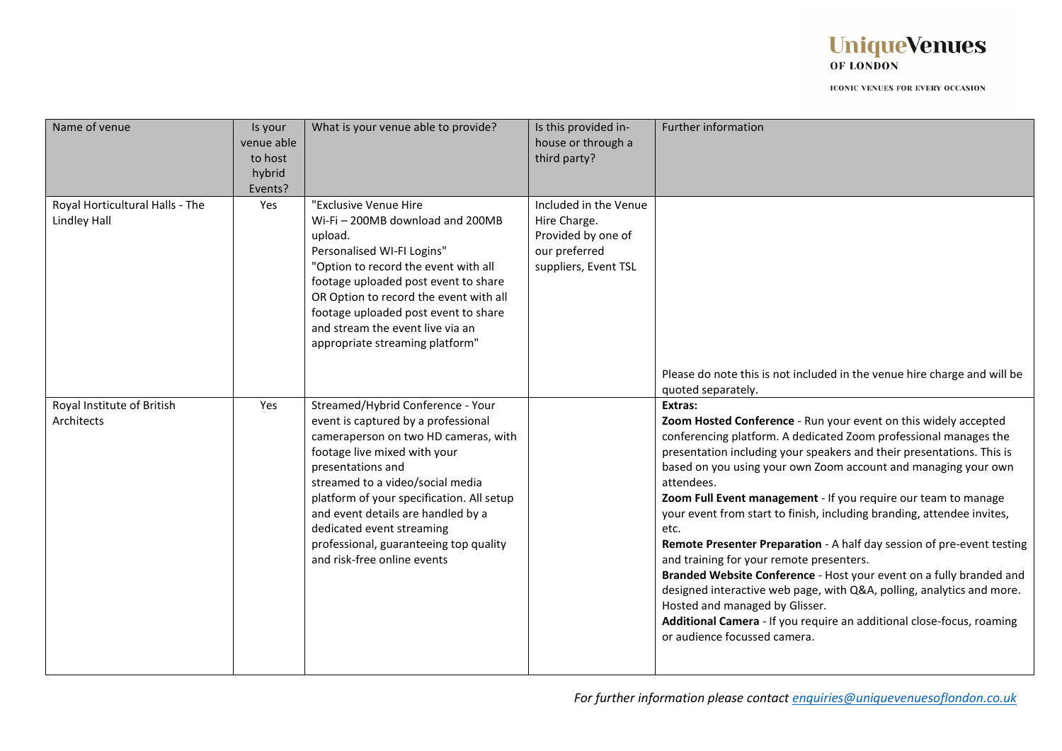| Name of venue | Is your venue able to host hybrid Events? | What is your venue able to provide? | Is this provided in-house or through a third party? | Further information |
|---|---|---|---|---|
| Royal Horticultural Halls - The Lindley Hall | Yes | "Exclusive Venue Hire<br>Wi-Fi – 200MB download and 200MB upload.<br>Personalised WI-FI Logins"<br>"Option to record the event with all footage uploaded post event to share OR Option to record the event with all footage uploaded post event to share and stream the event live via an appropriate streaming platform" | Included in the Venue Hire Charge.<br>Provided by one of our preferred suppliers, Event TSL | Please do note this is not included in the venue hire charge and will be quoted separately. |
| Royal Institute of British Architects | Yes | Streamed/Hybrid Conference - Your event is captured by a professional cameraperson on two HD cameras, with footage live mixed with your presentations and streamed to a video/social media platform of your specification. All setup and event details are handled by a dedicated event streaming professional, guaranteeing top quality and risk-free online events | | **Extras:**<br>**Zoom Hosted Conference** - Run your event on this widely accepted conferencing platform. A dedicated Zoom professional manages the presentation including your speakers and their presentations. This is based on you using your own Zoom account and managing your own attendees.<br>**Zoom Full Event management** - If you require our team to manage your event from start to finish, including branding, attendee invites, etc.<br>**Remote Presenter Preparation** - A half day session of pre-event testing and training for your remote presenters.<br>**Branded Website Conference** - Host your event on a fully branded and designed interactive web page, with Q&A, polling, analytics and more. Hosted and managed by Glisser.<br>**Additional Camera** - If you require an additional close-focus, roaming or audience focussed camera. |

*For further information please contact enquiries@uniquevenuesoflondon.co.uk*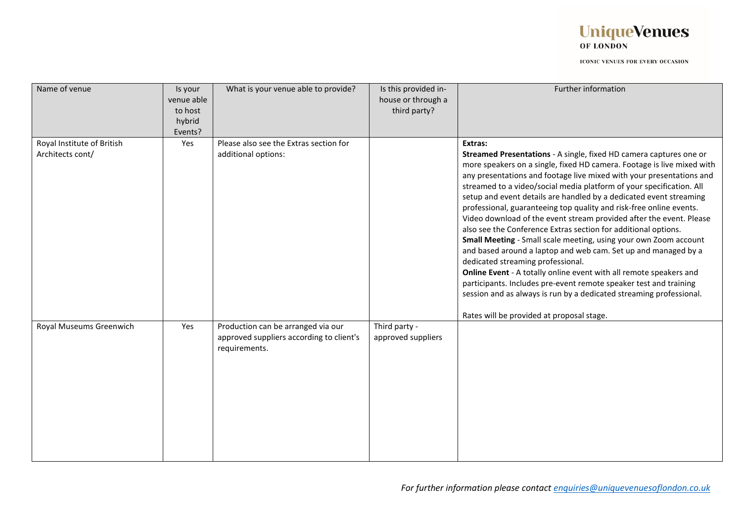| Name of venue | Is your venue able to host hybrid Events? | What is your venue able to provide? | Is this provided in-house or through a third party? | Further information |
|---|---|---|---|---|
| Royal Institute of British Architects cont/ | Yes | Please also see the Extras section for additional options: | | **Extras:**<br>**Streamed Presentations** - A single, fixed HD camera captures one or more speakers on a single, fixed HD camera. Footage is live mixed with any presentations and footage live mixed with your presentations and streamed to a video/social media platform of your specification. All setup and event details are handled by a dedicated event streaming professional, guaranteeing top quality and risk-free online events. Video download of the event stream provided after the event. Please also see the Conference Extras section for additional options.<br>**Small Meeting** - Small scale meeting, using your own Zoom account and based around a laptop and web cam. Set up and managed by a dedicated streaming professional.<br>**Online Event** - A totally online event with all remote speakers and participants. Includes pre-event remote speaker test and training session and as always is run by a dedicated streaming professional.<br><br>Rates will be provided at proposal stage. |
| Royal Museums Greenwich | Yes | Production can be arranged via our approved suppliers according to client's requirements. | Third party - approved suppliers | |

*For further information please contact enquiries@uniquevenuesoflondon.co.uk*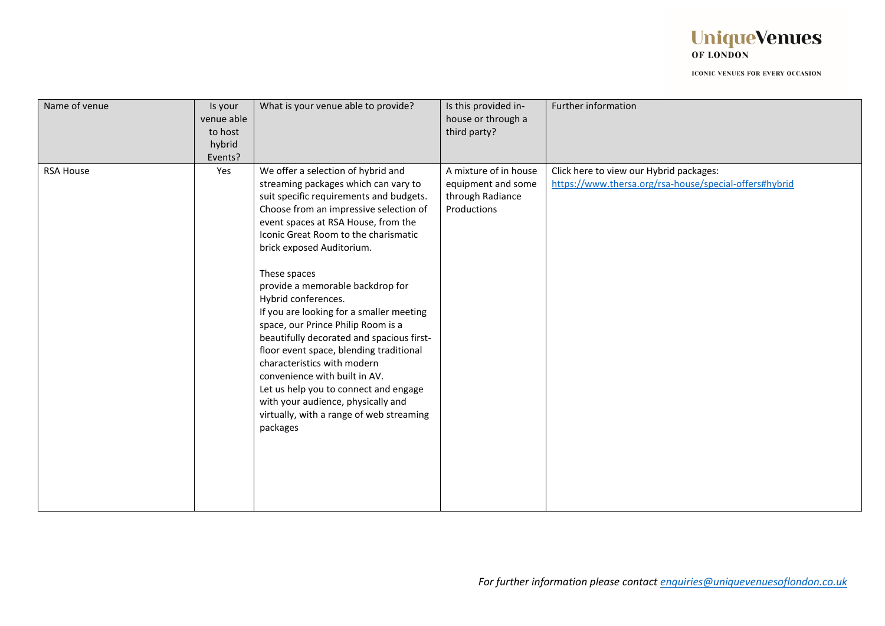| Name of venue | Is your venue able to host hybrid Events? | What is your venue able to provide? | Is this provided in-house or through a third party? | Further information |
|---|---|---|---|---|
| RSA House | Yes | We offer a selection of hybrid and streaming packages which can vary to suit specific requirements and budgets. Choose from an impressive selection of event spaces at RSA House, from the Iconic Great Room to the charismatic brick exposed Auditorium.<br><br>These spaces provide a memorable backdrop for Hybrid conferences.<br>If you are looking for a smaller meeting space, our Prince Philip Room is a beautifully decorated and spacious first-floor event space, blending traditional characteristics with modern convenience with built in AV.<br>Let us help you to connect and engage with your audience, physically and virtually, with a range of web streaming packages | A mixture of in house equipment and some through Radiance Productions | Click here to view our Hybrid packages: https://www.thersa.org/rsa-house/special-offers#hybrid |

*For further information please contact enquiries@uniquevenuesoflondon.co.uk*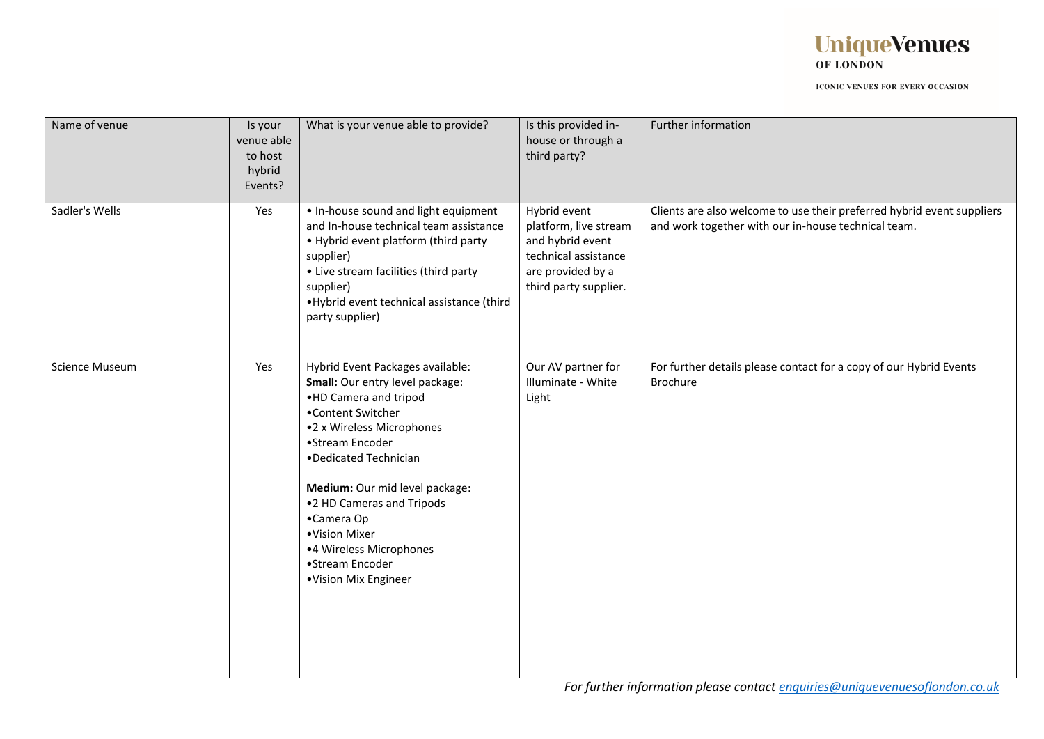| Name of venue | Is your venue able to host hybrid Events? | What is your venue able to provide? | Is this provided in-house or through a third party? | Further information |
|---|---|---|---|---|
| Sadler's Wells | Yes | • In-house sound and light equipment and In-house technical team assistance<br>• Hybrid event platform (third party supplier)<br>• Live stream facilities (third party supplier)<br>•Hybrid event technical assistance (third party supplier) | Hybrid event platform, live stream and hybrid event technical assistance are provided by a third party supplier. | Clients are also welcome to use their preferred hybrid event suppliers and work together with our in-house technical team. |
| Science Museum | Yes | Hybrid Event Packages available:<br>**Small:** Our entry level package:<br>•HD Camera and tripod<br>•Content Switcher<br>•2 x Wireless Microphones<br>•Stream Encoder<br>•Dedicated Technician<br><br>**Medium:** Our mid level package:<br>•2 HD Cameras and Tripods<br>•Camera Op<br>•Vision Mixer<br>•4 Wireless Microphones<br>•Stream Encoder<br>•Vision Mix Engineer | Our AV partner for Illuminate - White Light | For further details please contact for a copy of our Hybrid Events Brochure |

*For further information please contact [enquiries@uniquevenuesoflondon.co.uk](mailto:enquiries@uniquevenuesoflondon.co.uk)*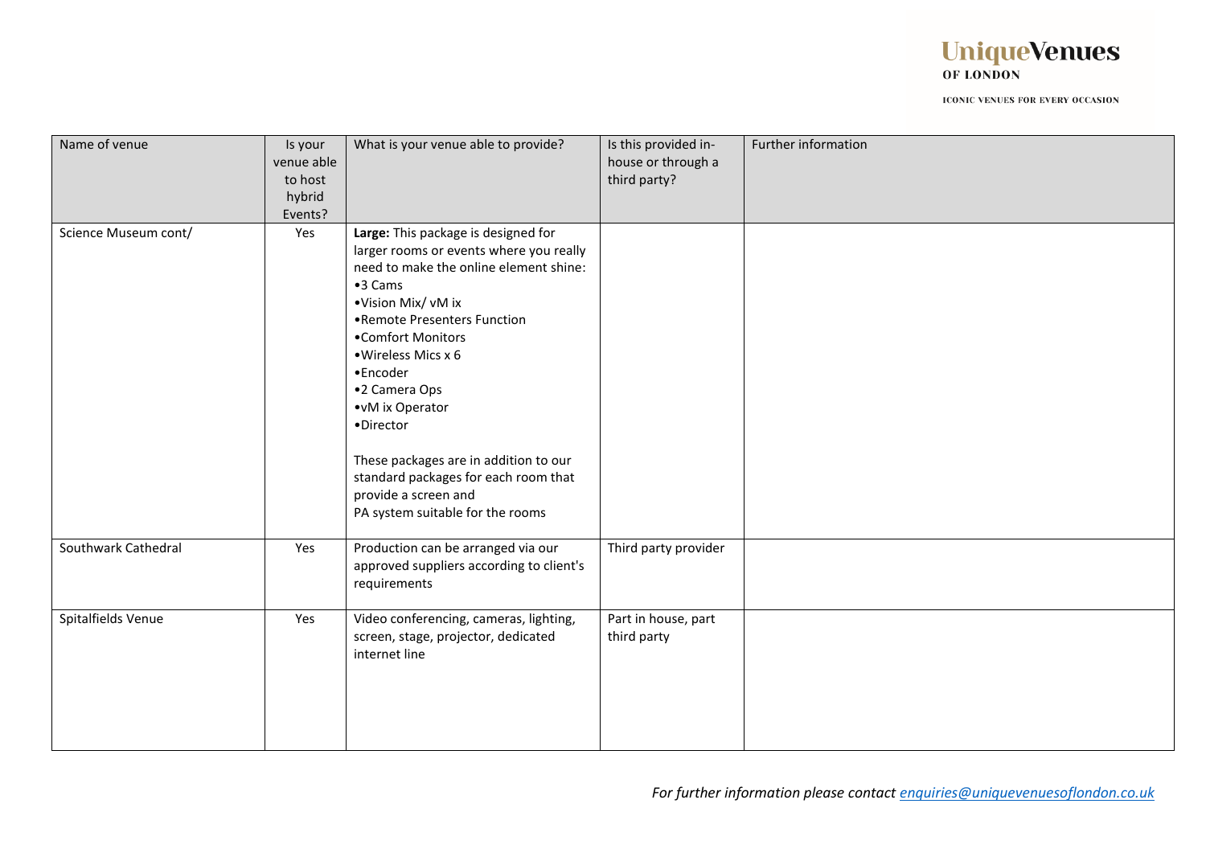| Name of venue | Is your venue able to host hybrid Events? | What is your venue able to provide? | Is this provided in-house or through a third party? | Further information |
|---|---|---|---|---|
| Science Museum cont/ | Yes | **Large:** This package is designed for larger rooms or events where you really need to make the online element shine:<br>•3 Cams<br>•Vision Mix/ vM ix<br>•Remote Presenters Function<br>•Comfort Monitors<br>•Wireless Mics x 6<br>•Encoder<br>•2 Camera Ops<br>•vM ix Operator<br>•Director<br><br>These packages are in addition to our standard packages for each room that provide a screen and PA system suitable for the rooms | | |
| Southwark Cathedral | Yes | Production can be arranged via our approved suppliers according to client's requirements | Third party provider | |
| Spitalfields Venue | Yes | Video conferencing, cameras, lighting, screen, stage, projector, dedicated internet line | Part in house, part third party | |

*For further information please contact [enquiries@uniquevenuesoflondon.co.uk](mailto:enquiries@uniquevenuesoflondon.co.uk)*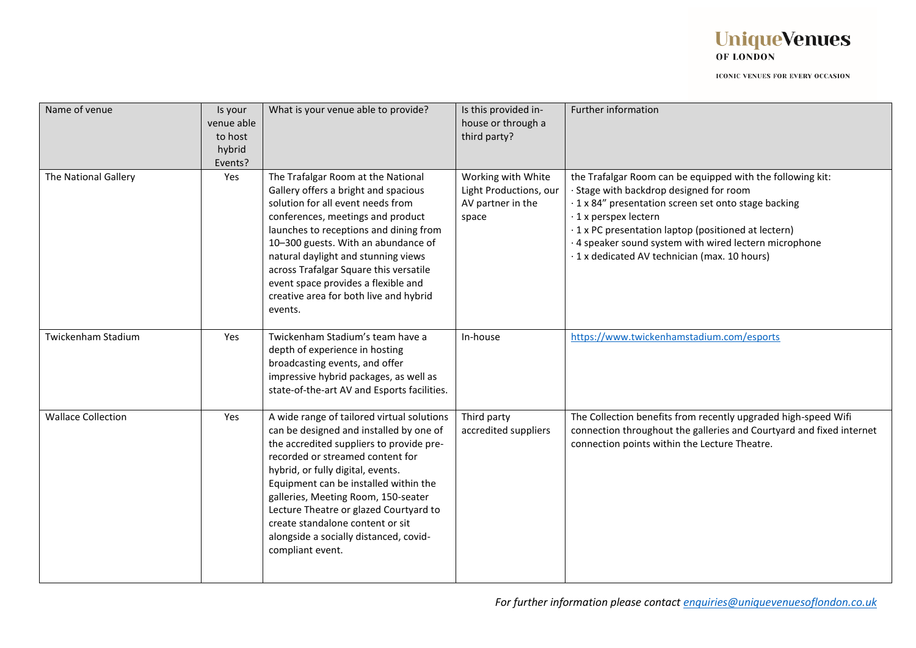| Name of venue | Is your venue able to host hybrid Events? | What is your venue able to provide? | Is this provided in-house or through a third party? | Further information |
|---|---|---|---|---|
| The National Gallery | Yes | The Trafalgar Room at the National Gallery offers a bright and spacious solution for all event needs from conferences, meetings and product launches to receptions and dining from 10–300 guests. With an abundance of natural daylight and stunning views across Trafalgar Square this versatile event space provides a flexible and creative area for both live and hybrid events. | Working with White Light Productions, our AV partner in the space | the Trafalgar Room can be equipped with the following kit:<br>· Stage with backdrop designed for room<br>· 1 x 84” presentation screen set onto stage backing<br>· 1 x perspex lectern<br>· 1 x PC presentation laptop (positioned at lectern)<br>· 4 speaker sound system with wired lectern microphone<br>· 1 x dedicated AV technician (max. 10 hours) |
| Twickenham Stadium | Yes | Twickenham Stadium’s team have a depth of experience in hosting broadcasting events, and offer impressive hybrid packages, as well as state-of-the-art AV and Esports facilities. | In-house | https://www.twickenhamstadium.com/esports |
| Wallace Collection | Yes | A wide range of tailored virtual solutions can be designed and installed by one of the accredited suppliers to provide pre-recorded or streamed content for hybrid, or fully digital, events. Equipment can be installed within the galleries, Meeting Room, 150-seater Lecture Theatre or glazed Courtyard to create standalone content or sit alongside a socially distanced, covid-compliant event. | Third party accredited suppliers | The Collection benefits from recently upgraded high-speed Wifi connection throughout the galleries and Courtyard and fixed internet connection points within the Lecture Theatre. |

*For further information please contact enquiries@uniquevenuesoflondon.co.uk*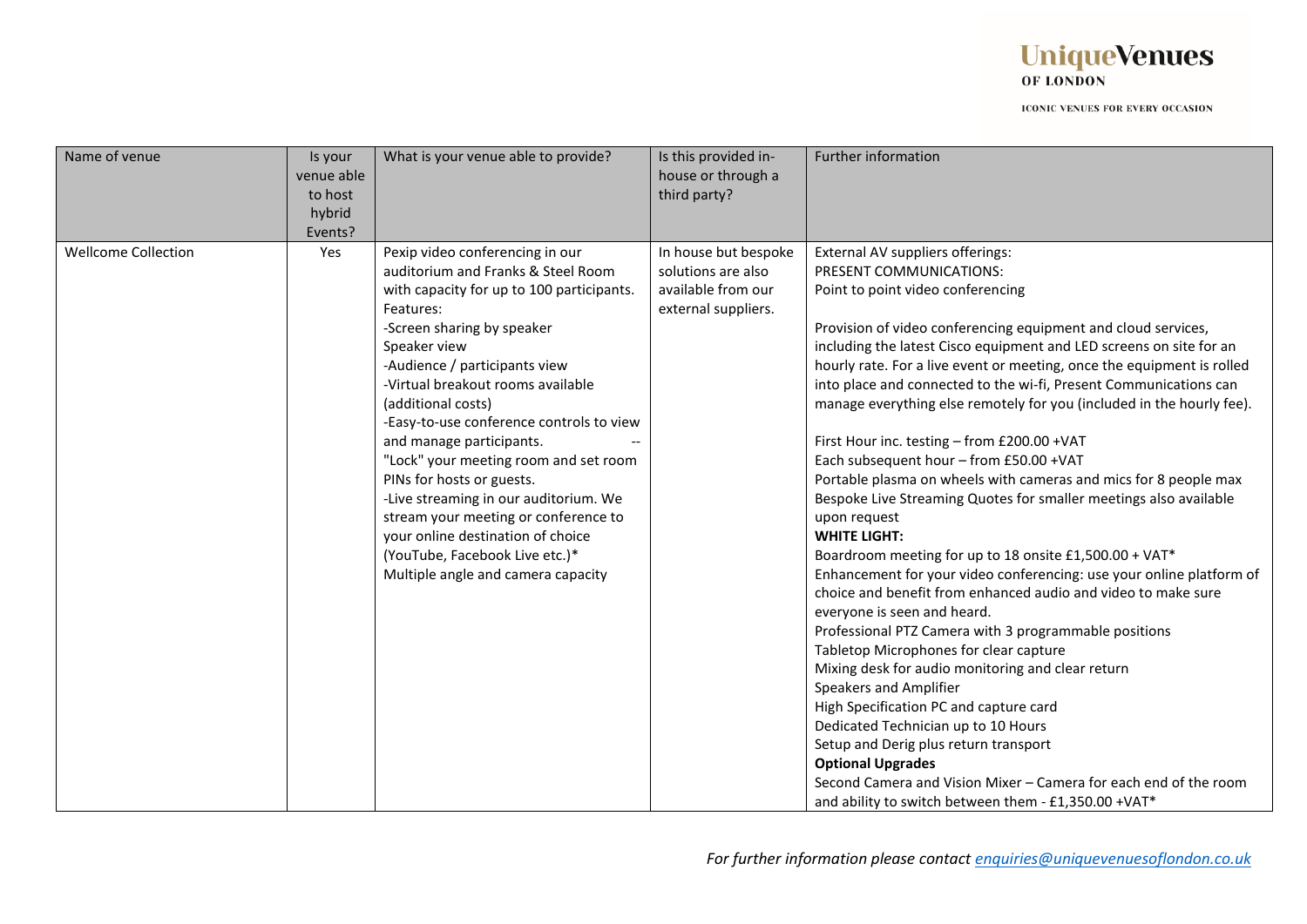| Name of venue | Is your venue able to host hybrid Events? | What is your venue able to provide? | Is this provided in-house or through a third party? | Further information |
|---|---|---|---|---|
| Wellcome Collection | Yes | Pexip video conferencing in our auditorium and Franks & Steel Room with capacity for up to 100 participants.<br>Features:<br>-Screen sharing by speaker<br>Speaker view<br>-Audience / participants view<br>-Virtual breakout rooms available (additional costs)<br>-Easy-to-use conference controls to view and manage participants. --<br>"Lock" your meeting room and set room PINs for hosts or guests.<br>-Live streaming in our auditorium. We stream your meeting or conference to your online destination of choice (YouTube, Facebook Live etc.)*<br>Multiple angle and camera capacity | In house but bespoke solutions are also available from our external suppliers. | External AV suppliers offerings:<br>PRESENT COMMUNICATIONS:<br>Point to point video conferencing<br><br>Provision of video conferencing equipment and cloud services, including the latest Cisco equipment and LED screens on site for an hourly rate. For a live event or meeting, once the equipment is rolled into place and connected to the wi-fi, Present Communications can manage everything else remotely for you (included in the hourly fee).<br><br>First Hour inc. testing – from £200.00 +VAT<br>Each subsequent hour – from £50.00 +VAT<br>Portable plasma on wheels with cameras and mics for 8 people max<br>Bespoke Live Streaming Quotes for smaller meetings also available upon request<br>**WHITE LIGHT:**<br>Boardroom meeting for up to 18 onsite £1,500.00 + VAT*<br>Enhancement for your video conferencing: use your online platform of choice and benefit from enhanced audio and video to make sure everyone is seen and heard.<br>Professional PTZ Camera with 3 programmable positions<br>Tabletop Microphones for clear capture<br>Mixing desk for audio monitoring and clear return<br>Speakers and Amplifier<br>High Specification PC and capture card<br>Dedicated Technician up to 10 Hours<br>Setup and Derig plus return transport<br>**Optional Upgrades**<br>Second Camera and Vision Mixer – Camera for each end of the room and ability to switch between them - £1,350.00 +VAT* |

*For further information please contact enquiries@uniquevenuesoflondon.co.uk*